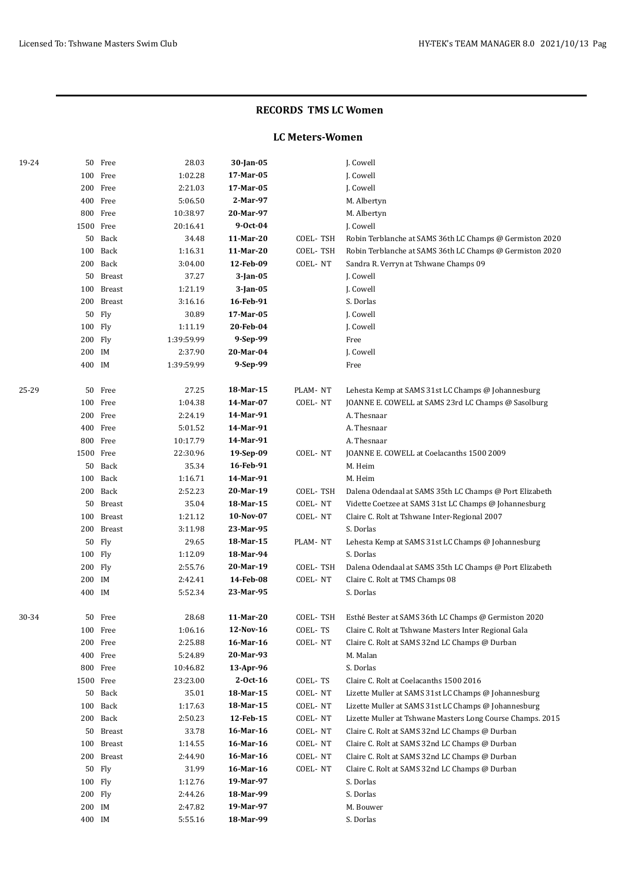# RECORDS TMS LC Women

## LC Meters-Women

| Age Group | Distance | Stroke | Time | Date | Team | Name |
|---|---|---|---|---|---|---|
| 19-24 | 50 | Free | 28.03 | **30-Jan-05** | | J. Cowell |
| | 100 | Free | 1:02.28 | **17-Mar-05** | | J. Cowell |
| | 200 | Free | 2:21.03 | **17-Mar-05** | | J. Cowell |
| | 400 | Free | 5:06.50 | **2-Mar-97** | | M. Albertyn |
| | 800 | Free | 10:38.97 | **20-Mar-97** | | M. Albertyn |
| | 1500 | Free | 20:16.41 | **9-Oct-04** | | J. Cowell |
| | 50 | Back | 34.48 | **11-Mar-20** | COEL- TSH | Robin Terblanche at SAMS 36th LC Champs @ Germiston 2020 |
| | 100 | Back | 1:16.31 | **11-Mar-20** | COEL- TSH | Robin Terblanche at SAMS 36th LC Champs @ Germiston 2020 |
| | 200 | Back | 3:04.00 | **12-Feb-09** | COEL- NT | Sandra R. Verryn at Tshwane Champs 09 |
| | 50 | Breast | 37.27 | **3-Jan-05** | | J. Cowell |
| | 100 | Breast | 1:21.19 | **3-Jan-05** | | J. Cowell |
| | 200 | Breast | 3:16.16 | **16-Feb-91** | | S. Dorlas |
| | 50 | Fly | 30.89 | **17-Mar-05** | | J. Cowell |
| | 100 | Fly | 1:11.19 | **20-Feb-04** | | J. Cowell |
| | 200 | Fly | 1:39:59.99 | **9-Sep-99** | | Free |
| | 200 | IM | 2:37.90 | **20-Mar-04** | | J. Cowell |
| | 400 | IM | 1:39:59.99 | **9-Sep-99** | | Free |
| 25-29 | 50 | Free | 27.25 | **18-Mar-15** | PLAM- NT | Lehesta Kemp at SAMS 31st LC Champs @ Johannesburg |
| | 100 | Free | 1:04.38 | **14-Mar-07** | COEL- NT | JOANNE E. COWELL at SAMS 23rd LC Champs @ Sasolburg |
| | 200 | Free | 2:24.19 | **14-Mar-91** | | A. Thesnaar |
| | 400 | Free | 5:01.52 | **14-Mar-91** | | A. Thesnaar |
| | 800 | Free | 10:17.79 | **14-Mar-91** | | A. Thesnaar |
| | 1500 | Free | 22:30.96 | **19-Sep-09** | COEL- NT | JOANNE E. COWELL at Coelacanths 1500 2009 |
| | 50 | Back | 35.34 | **16-Feb-91** | | M. Heim |
| | 100 | Back | 1:16.71 | **14-Mar-91** | | M. Heim |
| | 200 | Back | 2:52.23 | **20-Mar-19** | COEL- TSH | Dalena Odendaal at SAMS 35th LC Champs @ Port Elizabeth |
| | 50 | Breast | 35.04 | **18-Mar-15** | COEL- NT | Vidette Coetzee at SAMS 31st LC Champs @ Johannesburg |
| | 100 | Breast | 1:21.12 | **10-Nov-07** | COEL- NT | Claire C. Rolt at Tshwane Inter-Regional 2007 |
| | 200 | Breast | 3:11.98 | **23-Mar-95** | | S. Dorlas |
| | 50 | Fly | 29.65 | **18-Mar-15** | PLAM- NT | Lehesta Kemp at SAMS 31st LC Champs @ Johannesburg |
| | 100 | Fly | 1:12.09 | **18-Mar-94** | | S. Dorlas |
| | 200 | Fly | 2:55.76 | **20-Mar-19** | COEL- TSH | Dalena Odendaal at SAMS 35th LC Champs @ Port Elizabeth |
| | 200 | IM | 2:42.41 | **14-Feb-08** | COEL- NT | Claire C. Rolt at TMS Champs 08 |
| | 400 | IM | 5:52.34 | **23-Mar-95** | | S. Dorlas |
| 30-34 | 50 | Free | 28.68 | **11-Mar-20** | COEL- TSH | Esthé Bester at SAMS 36th LC Champs @ Germiston 2020 |
| | 100 | Free | 1:06.16 | **12-Nov-16** | COEL- TS | Claire C. Rolt at Tshwane Masters Inter Regional Gala |
| | 200 | Free | 2:25.88 | **16-Mar-16** | COEL- NT | Claire C. Rolt at SAMS 32nd LC Champs @ Durban |
| | 400 | Free | 5:24.89 | **20-Mar-93** | | M. Malan |
| | 800 | Free | 10:46.82 | **13-Apr-96** | | S. Dorlas |
| | 1500 | Free | 23:23.00 | **2-Oct-16** | COEL- TS | Claire C. Rolt at Coelacanths 1500 2016 |
| | 50 | Back | 35.01 | **18-Mar-15** | COEL- NT | Lizette Muller at SAMS 31st LC Champs @ Johannesburg |
| | 100 | Back | 1:17.63 | **18-Mar-15** | COEL- NT | Lizette Muller at SAMS 31st LC Champs @ Johannesburg |
| | 200 | Back | 2:50.23 | **12-Feb-15** | COEL- NT | Lizette Muller at Tshwane Masters Long Course Champs. 2015 |
| | 50 | Breast | 33.78 | **16-Mar-16** | COEL- NT | Claire C. Rolt at SAMS 32nd LC Champs @ Durban |
| | 100 | Breast | 1:14.55 | **16-Mar-16** | COEL- NT | Claire C. Rolt at SAMS 32nd LC Champs @ Durban |
| | 200 | Breast | 2:44.90 | **16-Mar-16** | COEL- NT | Claire C. Rolt at SAMS 32nd LC Champs @ Durban |
| | 50 | Fly | 31.99 | **16-Mar-16** | COEL- NT | Claire C. Rolt at SAMS 32nd LC Champs @ Durban |
| | 100 | Fly | 1:12.76 | **19-Mar-97** | | S. Dorlas |
| | 200 | Fly | 2:44.26 | **18-Mar-99** | | S. Dorlas |
| | 200 | IM | 2:47.82 | **19-Mar-97** | | M. Bouwer |
| | 400 | IM | 5:55.16 | **18-Mar-99** | | S. Dorlas |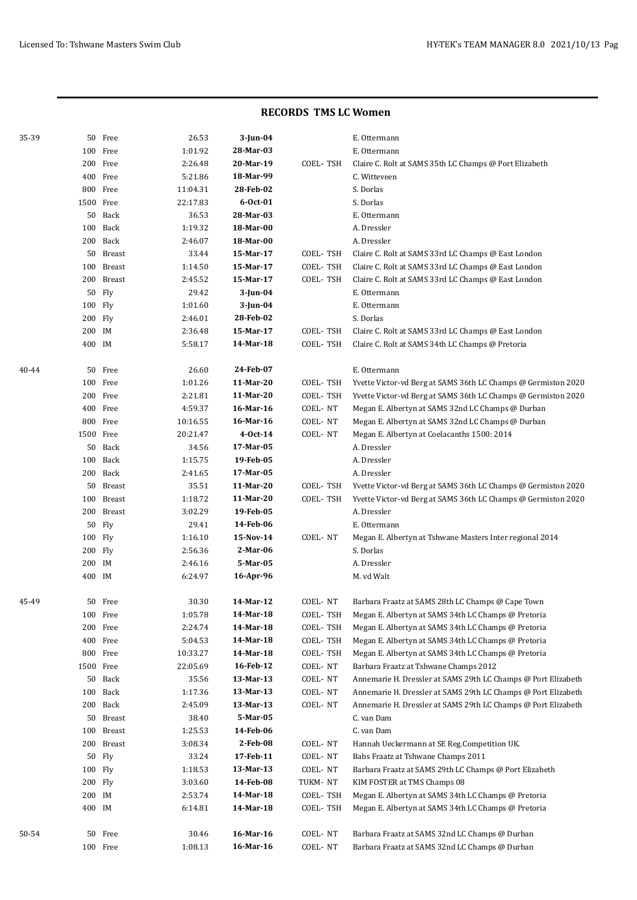## RECORDS TMS LC Women

| Age | Distance | Stroke | Time | Date | Team | Name |
|---|---|---|---|---|---|---|
| 35-39 | 50 | Free | 26.53 | **3-Jun-04** | | E. Ottermann |
| | 100 | Free | 1:01.92 | **28-Mar-03** | | E. Ottermann |
| | 200 | Free | 2:26.48 | **20-Mar-19** | COEL- TSH | Claire C. Rolt at SAMS 35th LC Champs @ Port Elizabeth |
| | 400 | Free | 5:21.86 | **18-Mar-99** | | C. Witteveen |
| | 800 | Free | 11:04.31 | **28-Feb-02** | | S. Dorlas |
| | 1500 | Free | 22:17.83 | **6-Oct-01** | | S. Dorlas |
| | 50 | Back | 36.53 | **28-Mar-03** | | E. Ottermann |
| | 100 | Back | 1:19.32 | **18-Mar-00** | | A. Dressler |
| | 200 | Back | 2:46.07 | **18-Mar-00** | | A. Dressler |
| | 50 | Breast | 33.44 | **15-Mar-17** | COEL- TSH | Claire C. Rolt at SAMS 33rd LC Champs @ East London |
| | 100 | Breast | 1:14.50 | **15-Mar-17** | COEL- TSH | Claire C. Rolt at SAMS 33rd LC Champs @ East London |
| | 200 | Breast | 2:45.52 | **15-Mar-17** | COEL- TSH | Claire C. Rolt at SAMS 33rd LC Champs @ East London |
| | 50 | Fly | 29.42 | **3-Jun-04** | | E. Ottermann |
| | 100 | Fly | 1:01.60 | **3-Jun-04** | | E. Ottermann |
| | 200 | Fly | 2:46.01 | **28-Feb-02** | | S. Dorlas |
| | 200 | IM | 2:36.48 | **15-Mar-17** | COEL- TSH | Claire C. Rolt at SAMS 33rd LC Champs @ East London |
| | 400 | IM | 5:58.17 | **14-Mar-18** | COEL- TSH | Claire C. Rolt at SAMS 34th LC Champs @ Pretoria |
| 40-44 | 50 | Free | 26.60 | **24-Feb-07** | | E. Ottermann |
| | 100 | Free | 1:01.26 | **11-Mar-20** | COEL- TSH | Yvette Victor-vd Berg at SAMS 36th LC Champs @ Germiston 2020 |
| | 200 | Free | 2:21.81 | **11-Mar-20** | COEL- TSH | Yvette Victor-vd Berg at SAMS 36th LC Champs @ Germiston 2020 |
| | 400 | Free | 4:59.37 | **16-Mar-16** | COEL- NT | Megan E. Albertyn at SAMS 32nd LC Champs @ Durban |
| | 800 | Free | 10:16.55 | **16-Mar-16** | COEL- NT | Megan E. Albertyn at SAMS 32nd LC Champs @ Durban |
| | 1500 | Free | 20:21.47 | **4-Oct-14** | COEL- NT | Megan E. Albertyn at Coelacanths 1500: 2014 |
| | 50 | Back | 34.56 | **17-Mar-05** | | A. Dressler |
| | 100 | Back | 1:15.75 | **19-Feb-05** | | A. Dressler |
| | 200 | Back | 2:41.65 | **17-Mar-05** | | A. Dressler |
| | 50 | Breast | 35.51 | **11-Mar-20** | COEL- TSH | Yvette Victor-vd Berg at SAMS 36th LC Champs @ Germiston 2020 |
| | 100 | Breast | 1:18.72 | **11-Mar-20** | COEL- TSH | Yvette Victor-vd Berg at SAMS 36th LC Champs @ Germiston 2020 |
| | 200 | Breast | 3:02.29 | **19-Feb-05** | | A. Dressler |
| | 50 | Fly | 29.41 | **14-Feb-06** | | E. Ottermann |
| | 100 | Fly | 1:16.10 | **15-Nov-14** | COEL- NT | Megan E. Albertyn at Tshwane Masters Inter regional 2014 |
| | 200 | Fly | 2:56.36 | **2-Mar-06** | | S. Dorlas |
| | 200 | IM | 2:46.16 | **5-Mar-05** | | A. Dressler |
| | 400 | IM | 6:24.97 | **16-Apr-96** | | M. vd Walt |
| 45-49 | 50 | Free | 30.30 | **14-Mar-12** | COEL- NT | Barbara Fraatz at SAMS 28th LC Champs @ Cape Town |
| | 100 | Free | 1:05.78 | **14-Mar-18** | COEL- TSH | Megan E. Albertyn at SAMS 34th LC Champs @ Pretoria |
| | 200 | Free | 2:24.74 | **14-Mar-18** | COEL- TSH | Megan E. Albertyn at SAMS 34th LC Champs @ Pretoria |
| | 400 | Free | 5:04.53 | **14-Mar-18** | COEL- TSH | Megan E. Albertyn at SAMS 34th LC Champs @ Pretoria |
| | 800 | Free | 10:33.27 | **14-Mar-18** | COEL- TSH | Megan E. Albertyn at SAMS 34th LC Champs @ Pretoria |
| | 1500 | Free | 22:05.69 | **16-Feb-12** | COEL- NT | Barbara Fraatz at Tshwane Champs 2012 |
| | 50 | Back | 35.56 | **13-Mar-13** | COEL- NT | Annemarie H. Dressler at SAMS 29th LC Champs @ Port Elizabeth |
| | 100 | Back | 1:17.36 | **13-Mar-13** | COEL- NT | Annemarie H. Dressler at SAMS 29th LC Champs @ Port Elizabeth |
| | 200 | Back | 2:45.09 | **13-Mar-13** | COEL- NT | Annemarie H. Dressler at SAMS 29th LC Champs @ Port Elizabeth |
| | 50 | Breast | 38.40 | **5-Mar-05** | | C. van Dam |
| | 100 | Breast | 1:25.53 | **14-Feb-06** | | C. van Dam |
| | 200 | Breast | 3:08.34 | **2-Feb-08** | COEL- NT | Hannah Ueckermann at SE Reg.Competition UK. |
| | 50 | Fly | 33.24 | **17-Feb-11** | COEL- NT | Babs Fraatz at Tshwane Champs 2011 |
| | 100 | Fly | 1:18.53 | **13-Mar-13** | COEL- NT | Barbara Fraatz at SAMS 29th LC Champs @ Port Elizabeth |
| | 200 | Fly | 3:03.60 | **14-Feb-08** | TUKM- NT | KIM FOSTER at TMS Champs 08 |
| | 200 | IM | 2:53.74 | **14-Mar-18** | COEL- TSH | Megan E. Albertyn at SAMS 34th LC Champs @ Pretoria |
| | 400 | IM | 6:14.81 | **14-Mar-18** | COEL- TSH | Megan E. Albertyn at SAMS 34th LC Champs @ Pretoria |
| 50-54 | 50 | Free | 30.46 | **16-Mar-16** | COEL- NT | Barbara Fraatz at SAMS 32nd LC Champs @ Durban |
| | 100 | Free | 1:08.13 | **16-Mar-16** | COEL- NT | Barbara Fraatz at SAMS 32nd LC Champs @ Durban |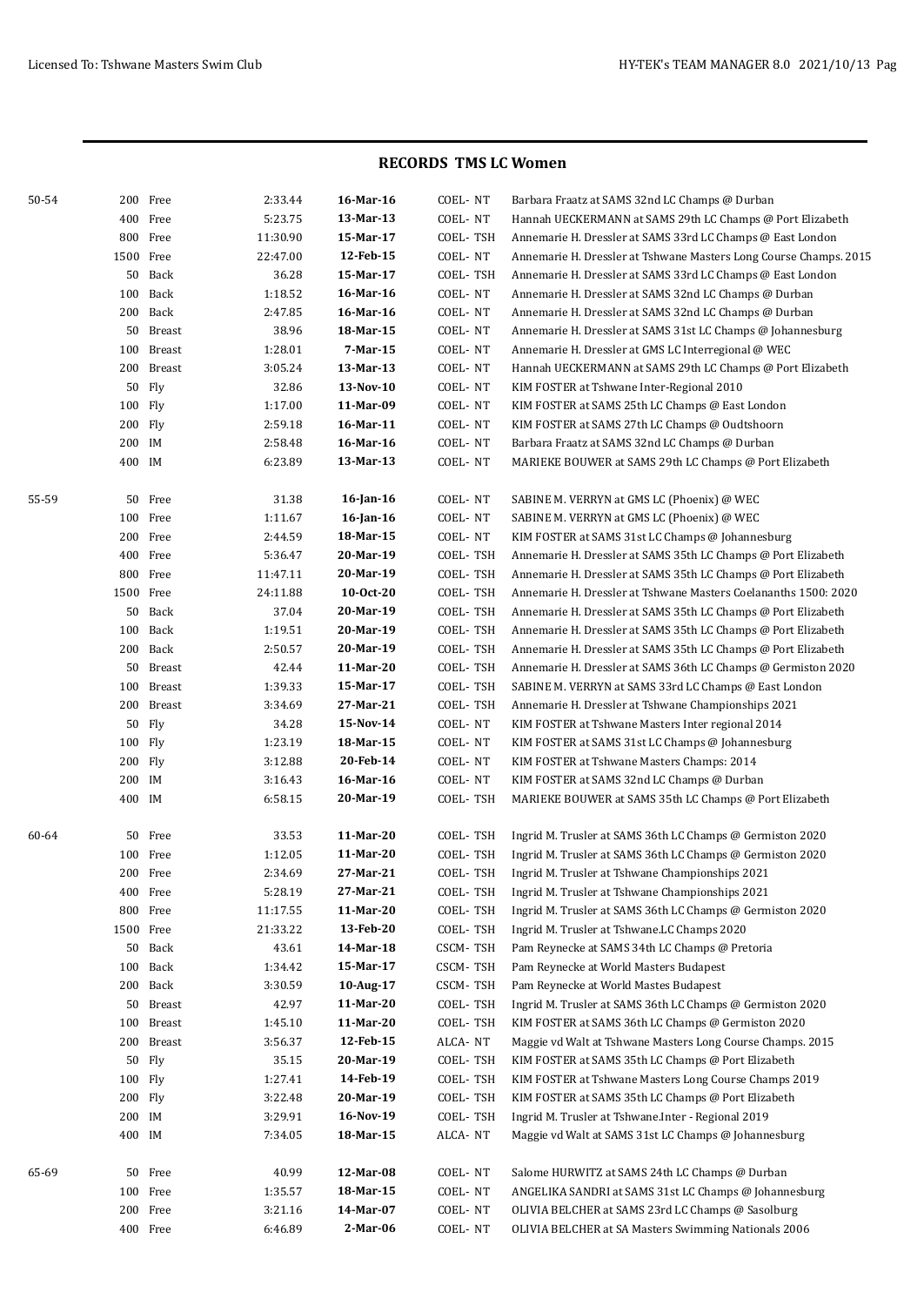## RECORDS TMS LC Women

| Age | Dist | Stroke | Time | Date | Club | Name / Meet |
|---|---|---|---|---|---|---|
| 50-54 | 200 | Free | 2:33.44 | **16-Mar-16** | COEL- NT | Barbara Fraatz at SAMS 32nd LC Champs @ Durban |
| | 400 | Free | 5:23.75 | **13-Mar-13** | COEL- NT | Hannah UECKERMANN at SAMS 29th LC Champs @ Port Elizabeth |
| | 800 | Free | 11:30.90 | **15-Mar-17** | COEL- TSH | Annemarie H. Dressler at SAMS 33rd LC Champs @ East London |
| | 1500 | Free | 22:47.00 | **12-Feb-15** | COEL- NT | Annemarie H. Dressler at Tshwane Masters Long Course Champs. 2015 |
| | 50 | Back | 36.28 | **15-Mar-17** | COEL- TSH | Annemarie H. Dressler at SAMS 33rd LC Champs @ East London |
| | 100 | Back | 1:18.52 | **16-Mar-16** | COEL- NT | Annemarie H. Dressler at SAMS 32nd LC Champs @ Durban |
| | 200 | Back | 2:47.85 | **16-Mar-16** | COEL- NT | Annemarie H. Dressler at SAMS 32nd LC Champs @ Durban |
| | 50 | Breast | 38.96 | **18-Mar-15** | COEL- NT | Annemarie H. Dressler at SAMS 31st LC Champs @ Johannesburg |
| | 100 | Breast | 1:28.01 | **7-Mar-15** | COEL- NT | Annemarie H. Dressler at GMS LC Interregional @ WEC |
| | 200 | Breast | 3:05.24 | **13-Mar-13** | COEL- NT | Hannah UECKERMANN at SAMS 29th LC Champs @ Port Elizabeth |
| | 50 | Fly | 32.86 | **13-Nov-10** | COEL- NT | KIM FOSTER at Tshwane Inter-Regional 2010 |
| | 100 | Fly | 1:17.00 | **11-Mar-09** | COEL- NT | KIM FOSTER at SAMS 25th LC Champs @ East London |
| | 200 | Fly | 2:59.18 | **16-Mar-11** | COEL- NT | KIM FOSTER at SAMS 27th LC Champs @ Oudtshoorn |
| | 200 | IM | 2:58.48 | **16-Mar-16** | COEL- NT | Barbara Fraatz at SAMS 32nd LC Champs @ Durban |
| | 400 | IM | 6:23.89 | **13-Mar-13** | COEL- NT | MARIEKE BOUWER at SAMS 29th LC Champs @ Port Elizabeth |
| 55-59 | 50 | Free | 31.38 | **16-Jan-16** | COEL- NT | SABINE M. VERRYN at GMS LC (Phoenix) @ WEC |
| | 100 | Free | 1:11.67 | **16-Jan-16** | COEL- NT | SABINE M. VERRYN at GMS LC (Phoenix) @ WEC |
| | 200 | Free | 2:44.59 | **18-Mar-15** | COEL- NT | KIM FOSTER at SAMS 31st LC Champs @ Johannesburg |
| | 400 | Free | 5:36.47 | **20-Mar-19** | COEL- TSH | Annemarie H. Dressler at SAMS 35th LC Champs @ Port Elizabeth |
| | 800 | Free | 11:47.11 | **20-Mar-19** | COEL- TSH | Annemarie H. Dressler at SAMS 35th LC Champs @ Port Elizabeth |
| | 1500 | Free | 24:11.88 | **10-Oct-20** | COEL- TSH | Annemarie H. Dressler at Tshwane Masters Coelananths 1500: 2020 |
| | 50 | Back | 37.04 | **20-Mar-19** | COEL- TSH | Annemarie H. Dressler at SAMS 35th LC Champs @ Port Elizabeth |
| | 100 | Back | 1:19.51 | **20-Mar-19** | COEL- TSH | Annemarie H. Dressler at SAMS 35th LC Champs @ Port Elizabeth |
| | 200 | Back | 2:50.57 | **20-Mar-19** | COEL- TSH | Annemarie H. Dressler at SAMS 35th LC Champs @ Port Elizabeth |
| | 50 | Breast | 42.44 | **11-Mar-20** | COEL- TSH | Annemarie H. Dressler at SAMS 36th LC Champs @ Germiston 2020 |
| | 100 | Breast | 1:39.33 | **15-Mar-17** | COEL- TSH | SABINE M. VERRYN at SAMS 33rd LC Champs @ East London |
| | 200 | Breast | 3:34.69 | **27-Mar-21** | COEL- TSH | Annemarie H. Dressler at Tshwane Championships 2021 |
| | 50 | Fly | 34.28 | **15-Nov-14** | COEL- NT | KIM FOSTER at Tshwane Masters Inter regional 2014 |
| | 100 | Fly | 1:23.19 | **18-Mar-15** | COEL- NT | KIM FOSTER at SAMS 31st LC Champs @ Johannesburg |
| | 200 | Fly | 3:12.88 | **20-Feb-14** | COEL- NT | KIM FOSTER at Tshwane Masters Champs: 2014 |
| | 200 | IM | 3:16.43 | **16-Mar-16** | COEL- NT | KIM FOSTER at SAMS 32nd LC Champs @ Durban |
| | 400 | IM | 6:58.15 | **20-Mar-19** | COEL- TSH | MARIEKE BOUWER at SAMS 35th LC Champs @ Port Elizabeth |
| 60-64 | 50 | Free | 33.53 | **11-Mar-20** | COEL- TSH | Ingrid M. Trusler at SAMS 36th LC Champs @ Germiston 2020 |
| | 100 | Free | 1:12.05 | **11-Mar-20** | COEL- TSH | Ingrid M. Trusler at SAMS 36th LC Champs @ Germiston 2020 |
| | 200 | Free | 2:34.69 | **27-Mar-21** | COEL- TSH | Ingrid M. Trusler at Tshwane Championships 2021 |
| | 400 | Free | 5:28.19 | **27-Mar-21** | COEL- TSH | Ingrid M. Trusler at Tshwane Championships 2021 |
| | 800 | Free | 11:17.55 | **11-Mar-20** | COEL- TSH | Ingrid M. Trusler at SAMS 36th LC Champs @ Germiston 2020 |
| | 1500 | Free | 21:33.22 | **13-Feb-20** | COEL- TSH | Ingrid M. Trusler at Tshwane.LC Champs 2020 |
| | 50 | Back | 43.61 | **14-Mar-18** | CSCM- TSH | Pam Reynecke at SAMS 34th LC Champs @ Pretoria |
| | 100 | Back | 1:34.42 | **15-Mar-17** | CSCM- TSH | Pam Reynecke at World Masters Budapest |
| | 200 | Back | 3:30.59 | **10-Aug-17** | CSCM- TSH | Pam Reynecke at World Mastes Budapest |
| | 50 | Breast | 42.97 | **11-Mar-20** | COEL- TSH | Ingrid M. Trusler at SAMS 36th LC Champs @ Germiston 2020 |
| | 100 | Breast | 1:45.10 | **11-Mar-20** | COEL- TSH | KIM FOSTER at SAMS 36th LC Champs @ Germiston 2020 |
| | 200 | Breast | 3:56.37 | **12-Feb-15** | ALCA- NT | Maggie vd Walt at Tshwane Masters Long Course Champs. 2015 |
| | 50 | Fly | 35.15 | **20-Mar-19** | COEL- TSH | KIM FOSTER at SAMS 35th LC Champs @ Port Elizabeth |
| | 100 | Fly | 1:27.41 | **14-Feb-19** | COEL- TSH | KIM FOSTER at Tshwane Masters Long Course Champs 2019 |
| | 200 | Fly | 3:22.48 | **20-Mar-19** | COEL- TSH | KIM FOSTER at SAMS 35th LC Champs @ Port Elizabeth |
| | 200 | IM | 3:29.91 | **16-Nov-19** | COEL- TSH | Ingrid M. Trusler at Tshwane.Inter - Regional 2019 |
| | 400 | IM | 7:34.05 | **18-Mar-15** | ALCA- NT | Maggie vd Walt at SAMS 31st LC Champs @ Johannesburg |
| 65-69 | 50 | Free | 40.99 | **12-Mar-08** | COEL- NT | Salome HURWITZ at SAMS 24th LC Champs @ Durban |
| | 100 | Free | 1:35.57 | **18-Mar-15** | COEL- NT | ANGELIKA SANDRI at SAMS 31st LC Champs @ Johannesburg |
| | 200 | Free | 3:21.16 | **14-Mar-07** | COEL- NT | OLIVIA BELCHER at SAMS 23rd LC Champs @ Sasolburg |
| | 400 | Free | 6:46.89 | **2-Mar-06** | COEL- NT | OLIVIA BELCHER at SA Masters Swimming Nationals 2006 |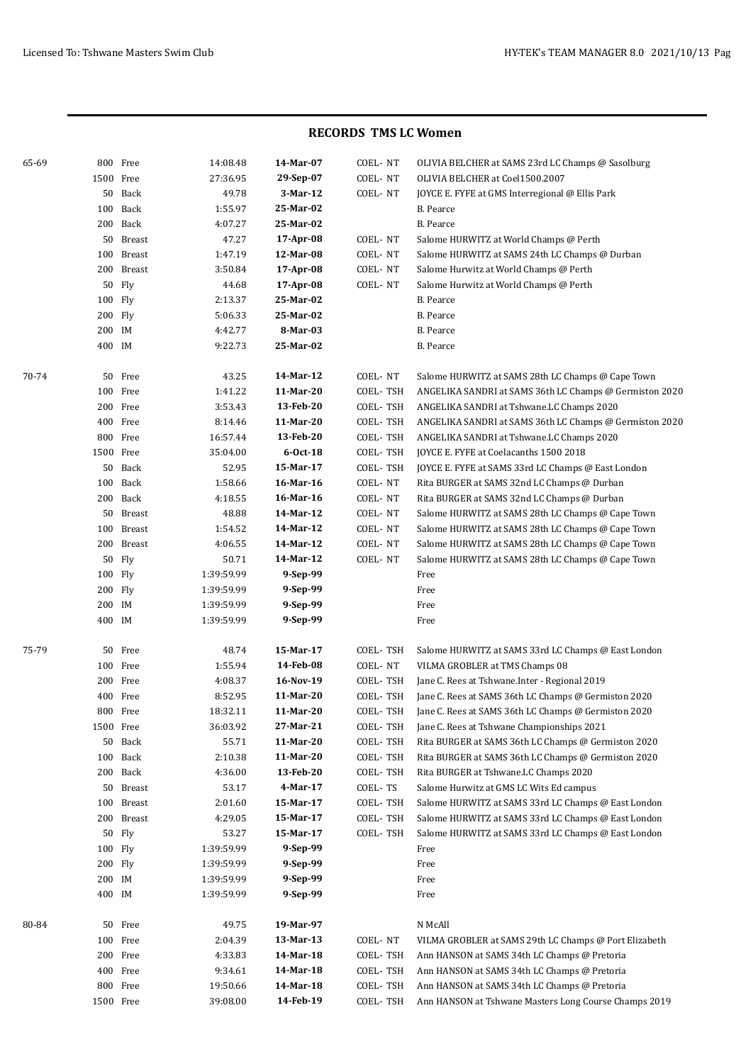## RECORDS TMS LC Women

| Age | Dist | Stroke | Time | Date | Code | Details |
|---|---|---|---|---|---|---|
| 65-69 | 800 | Free | 14:08.48 | **14-Mar-07** | COEL- NT | OLIVIA BELCHER at SAMS 23rd LC Champs @ Sasolburg |
| | 1500 | Free | 27:36.95 | **29-Sep-07** | COEL- NT | OLIVIA BELCHER at Coel1500.2007 |
| | 50 | Back | 49.78 | **3-Mar-12** | COEL- NT | JOYCE E. FYFE at GMS Interregional @ Ellis Park |
| | 100 | Back | 1:55.97 | **25-Mar-02** | | B. Pearce |
| | 200 | Back | 4:07.27 | **25-Mar-02** | | B. Pearce |
| | 50 | Breast | 47.27 | **17-Apr-08** | COEL- NT | Salome HURWITZ at World Champs @ Perth |
| | 100 | Breast | 1:47.19 | **12-Mar-08** | COEL- NT | Salome HURWITZ at SAMS 24th LC Champs @ Durban |
| | 200 | Breast | 3:50.84 | **17-Apr-08** | COEL- NT | Salome Hurwitz at World Champs @ Perth |
| | 50 | Fly | 44.68 | **17-Apr-08** | COEL- NT | Salome Hurwitz at World Champs @ Perth |
| | 100 | Fly | 2:13.37 | **25-Mar-02** | | B. Pearce |
| | 200 | Fly | 5:06.33 | **25-Mar-02** | | B. Pearce |
| | 200 | IM | 4:42.77 | **8-Mar-03** | | B. Pearce |
| | 400 | IM | 9:22.73 | **25-Mar-02** | | B. Pearce |
| 70-74 | 50 | Free | 43.25 | **14-Mar-12** | COEL- NT | Salome HURWITZ at SAMS 28th LC Champs @ Cape Town |
| | 100 | Free | 1:41.22 | **11-Mar-20** | COEL- TSH | ANGELIKA SANDRI at SAMS 36th LC Champs @ Germiston 2020 |
| | 200 | Free | 3:53.43 | **13-Feb-20** | COEL- TSH | ANGELIKA SANDRI at Tshwane.LC Champs 2020 |
| | 400 | Free | 8:14.46 | **11-Mar-20** | COEL- TSH | ANGELIKA SANDRI at SAMS 36th LC Champs @ Germiston 2020 |
| | 800 | Free | 16:57.44 | **13-Feb-20** | COEL- TSH | ANGELIKA SANDRI at Tshwane.LC Champs 2020 |
| | 1500 | Free | 35:04.00 | **6-Oct-18** | COEL- TSH | JOYCE E. FYFE at Coelacanths 1500 2018 |
| | 50 | Back | 52.95 | **15-Mar-17** | COEL- TSH | JOYCE E. FYFE at SAMS 33rd LC Champs @ East London |
| | 100 | Back | 1:58.66 | **16-Mar-16** | COEL- NT | Rita BURGER at SAMS 32nd LC Champs @ Durban |
| | 200 | Back | 4:18.55 | **16-Mar-16** | COEL- NT | Rita BURGER at SAMS 32nd LC Champs @ Durban |
| | 50 | Breast | 48.88 | **14-Mar-12** | COEL- NT | Salome HURWITZ at SAMS 28th LC Champs @ Cape Town |
| | 100 | Breast | 1:54.52 | **14-Mar-12** | COEL- NT | Salome HURWITZ at SAMS 28th LC Champs @ Cape Town |
| | 200 | Breast | 4:06.55 | **14-Mar-12** | COEL- NT | Salome HURWITZ at SAMS 28th LC Champs @ Cape Town |
| | 50 | Fly | 50.71 | **14-Mar-12** | COEL- NT | Salome HURWITZ at SAMS 28th LC Champs @ Cape Town |
| | 100 | Fly | 1:39:59.99 | **9-Sep-99** | | Free |
| | 200 | Fly | 1:39:59.99 | **9-Sep-99** | | Free |
| | 200 | IM | 1:39:59.99 | **9-Sep-99** | | Free |
| | 400 | IM | 1:39:59.99 | **9-Sep-99** | | Free |
| 75-79 | 50 | Free | 48.74 | **15-Mar-17** | COEL- TSH | Salome HURWITZ at SAMS 33rd LC Champs @ East London |
| | 100 | Free | 1:55.94 | **14-Feb-08** | COEL- NT | VILMA GROBLER at TMS Champs 08 |
| | 200 | Free | 4:08.37 | **16-Nov-19** | COEL- TSH | Jane C. Rees at Tshwane.Inter - Regional 2019 |
| | 400 | Free | 8:52.95 | **11-Mar-20** | COEL- TSH | Jane C. Rees at SAMS 36th LC Champs @ Germiston 2020 |
| | 800 | Free | 18:32.11 | **11-Mar-20** | COEL- TSH | Jane C. Rees at SAMS 36th LC Champs @ Germiston 2020 |
| | 1500 | Free | 36:03.92 | **27-Mar-21** | COEL- TSH | Jane C. Rees at Tshwane Championships 2021 |
| | 50 | Back | 55.71 | **11-Mar-20** | COEL- TSH | Rita BURGER at SAMS 36th LC Champs @ Germiston 2020 |
| | 100 | Back | 2:10.38 | **11-Mar-20** | COEL- TSH | Rita BURGER at SAMS 36th LC Champs @ Germiston 2020 |
| | 200 | Back | 4:36.00 | **13-Feb-20** | COEL- TSH | Rita BURGER at Tshwane.LC Champs 2020 |
| | 50 | Breast | 53.17 | **4-Mar-17** | COEL- TS | Salome Hurwitz at GMS LC Wits Ed campus |
| | 100 | Breast | 2:01.60 | **15-Mar-17** | COEL- TSH | Salome HURWITZ at SAMS 33rd LC Champs @ East London |
| | 200 | Breast | 4:29.05 | **15-Mar-17** | COEL- TSH | Salome HURWITZ at SAMS 33rd LC Champs @ East London |
| | 50 | Fly | 53.27 | **15-Mar-17** | COEL- TSH | Salome HURWITZ at SAMS 33rd LC Champs @ East London |
| | 100 | Fly | 1:39:59.99 | **9-Sep-99** | | Free |
| | 200 | Fly | 1:39:59.99 | **9-Sep-99** | | Free |
| | 200 | IM | 1:39:59.99 | **9-Sep-99** | | Free |
| | 400 | IM | 1:39:59.99 | **9-Sep-99** | | Free |
| 80-84 | 50 | Free | 49.75 | **19-Mar-97** | | N McAll |
| | 100 | Free | 2:04.39 | **13-Mar-13** | COEL- NT | VILMA GROBLER at SAMS 29th LC Champs @ Port Elizabeth |
| | 200 | Free | 4:33.83 | **14-Mar-18** | COEL- TSH | Ann HANSON at SAMS 34th LC Champs @ Pretoria |
| | 400 | Free | 9:34.61 | **14-Mar-18** | COEL- TSH | Ann HANSON at SAMS 34th LC Champs @ Pretoria |
| | 800 | Free | 19:50.66 | **14-Mar-18** | COEL- TSH | Ann HANSON at SAMS 34th LC Champs @ Pretoria |
| | 1500 | Free | 39:08.00 | **14-Feb-19** | COEL- TSH | Ann HANSON at Tshwane Masters Long Course Champs 2019 |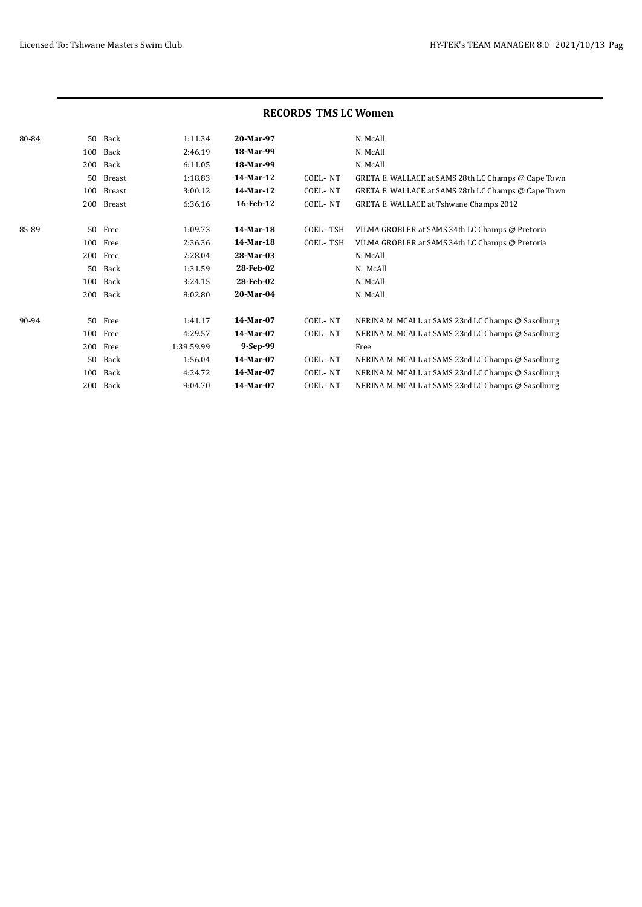## RECORDS TMS LC Women

| | | | | | | |
|---|---|---|---|---|---|---|
| 80-84 | 50 | Back | 1:11.34 | **20-Mar-97** | | N. McAll |
| | 100 | Back | 2:46.19 | **18-Mar-99** | | N. McAll |
| | 200 | Back | 6:11.05 | **18-Mar-99** | | N. McAll |
| | 50 | Breast | 1:18.83 | **14-Mar-12** | COEL- NT | GRETA E. WALLACE at SAMS 28th LC Champs @ Cape Town |
| | 100 | Breast | 3:00.12 | **14-Mar-12** | COEL- NT | GRETA E. WALLACE at SAMS 28th LC Champs @ Cape Town |
| | 200 | Breast | 6:36.16 | **16-Feb-12** | COEL- NT | GRETA E. WALLACE at Tshwane Champs 2012 |
| 85-89 | 50 | Free | 1:09.73 | **14-Mar-18** | COEL- TSH | VILMA GROBLER at SAMS 34th LC Champs @ Pretoria |
| | 100 | Free | 2:36.36 | **14-Mar-18** | COEL- TSH | VILMA GROBLER at SAMS 34th LC Champs @ Pretoria |
| | 200 | Free | 7:28.04 | **28-Mar-03** | | N. McAll |
| | 50 | Back | 1:31.59 | **28-Feb-02** | | N. McAll |
| | 100 | Back | 3:24.15 | **28-Feb-02** | | N. McAll |
| | 200 | Back | 8:02.80 | **20-Mar-04** | | N. McAll |
| 90-94 | 50 | Free | 1:41.17 | **14-Mar-07** | COEL- NT | NERINA M. MCALL at SAMS 23rd LC Champs @ Sasolburg |
| | 100 | Free | 4:29.57 | **14-Mar-07** | COEL- NT | NERINA M. MCALL at SAMS 23rd LC Champs @ Sasolburg |
| | 200 | Free | 1:39:59.99 | **9-Sep-99** | | Free |
| | 50 | Back | 1:56.04 | **14-Mar-07** | COEL- NT | NERINA M. MCALL at SAMS 23rd LC Champs @ Sasolburg |
| | 100 | Back | 4:24.72 | **14-Mar-07** | COEL- NT | NERINA M. MCALL at SAMS 23rd LC Champs @ Sasolburg |
| | 200 | Back | 9:04.70 | **14-Mar-07** | COEL- NT | NERINA M. MCALL at SAMS 23rd LC Champs @ Sasolburg |